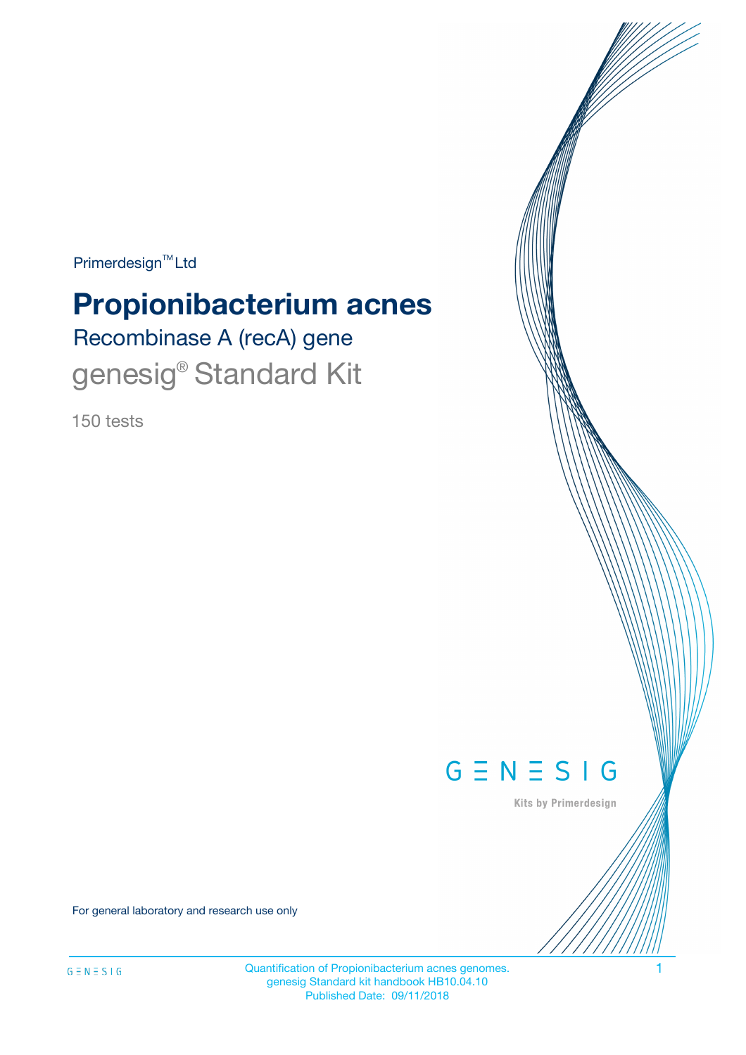Primerdesign™ Ltd

# Propionibacterium acnes

## Recombinase A (recA) gene

## genesig® Standard Kit

150 tests

GENESIG

Kits by Primerdesign

For general laboratory and research use only

Quantification of Propionibacterium acnes genomes.
genesig Standard kit handbook HB10.04.10
Published Date: 09/11/2018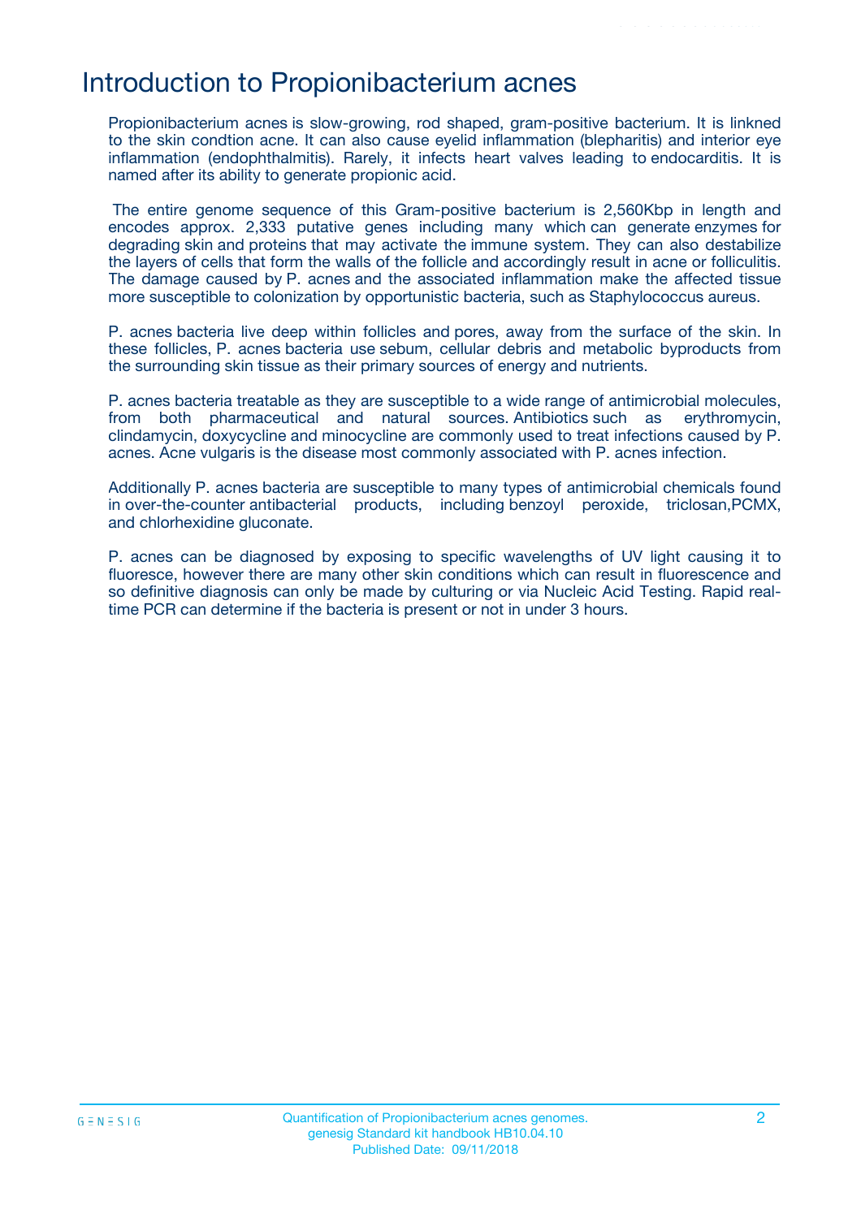# Introduction to Propionibacterium acnes

Propionibacterium acnes is slow-growing, rod shaped, gram-positive bacterium. It is linkned to the skin condtion acne. It can also cause eyelid inflammation (blepharitis) and interior eye inflammation (endophthalmitis). Rarely, it infects heart valves leading to endocarditis. It is named after its ability to generate propionic acid.

The entire genome sequence of this Gram-positive bacterium is 2,560Kbp in length and encodes approx. 2,333 putative genes including many which can generate enzymes for degrading skin and proteins that may activate the immune system. They can also destabilize the layers of cells that form the walls of the follicle and accordingly result in acne or folliculitis. The damage caused by P. acnes and the associated inflammation make the affected tissue more susceptible to colonization by opportunistic bacteria, such as Staphylococcus aureus.

P. acnes bacteria live deep within follicles and pores, away from the surface of the skin. In these follicles, P. acnes bacteria use sebum, cellular debris and metabolic byproducts from the surrounding skin tissue as their primary sources of energy and nutrients.

P. acnes bacteria treatable as they are susceptible to a wide range of antimicrobial molecules, from both pharmaceutical and natural sources. Antibiotics such as erythromycin, clindamycin, doxycycline and minocycline are commonly used to treat infections caused by P. acnes. Acne vulgaris is the disease most commonly associated with P. acnes infection.

Additionally P. acnes bacteria are susceptible to many types of antimicrobial chemicals found in over-the-counter antibacterial products, including benzoyl peroxide, triclosan,PCMX, and chlorhexidine gluconate.

P. acnes can be diagnosed by exposing to specific wavelengths of UV light causing it to fluoresce, however there are many other skin conditions which can result in fluorescence and so definitive diagnosis can only be made by culturing or via Nucleic Acid Testing. Rapid real-time PCR can determine if the bacteria is present or not in under 3 hours.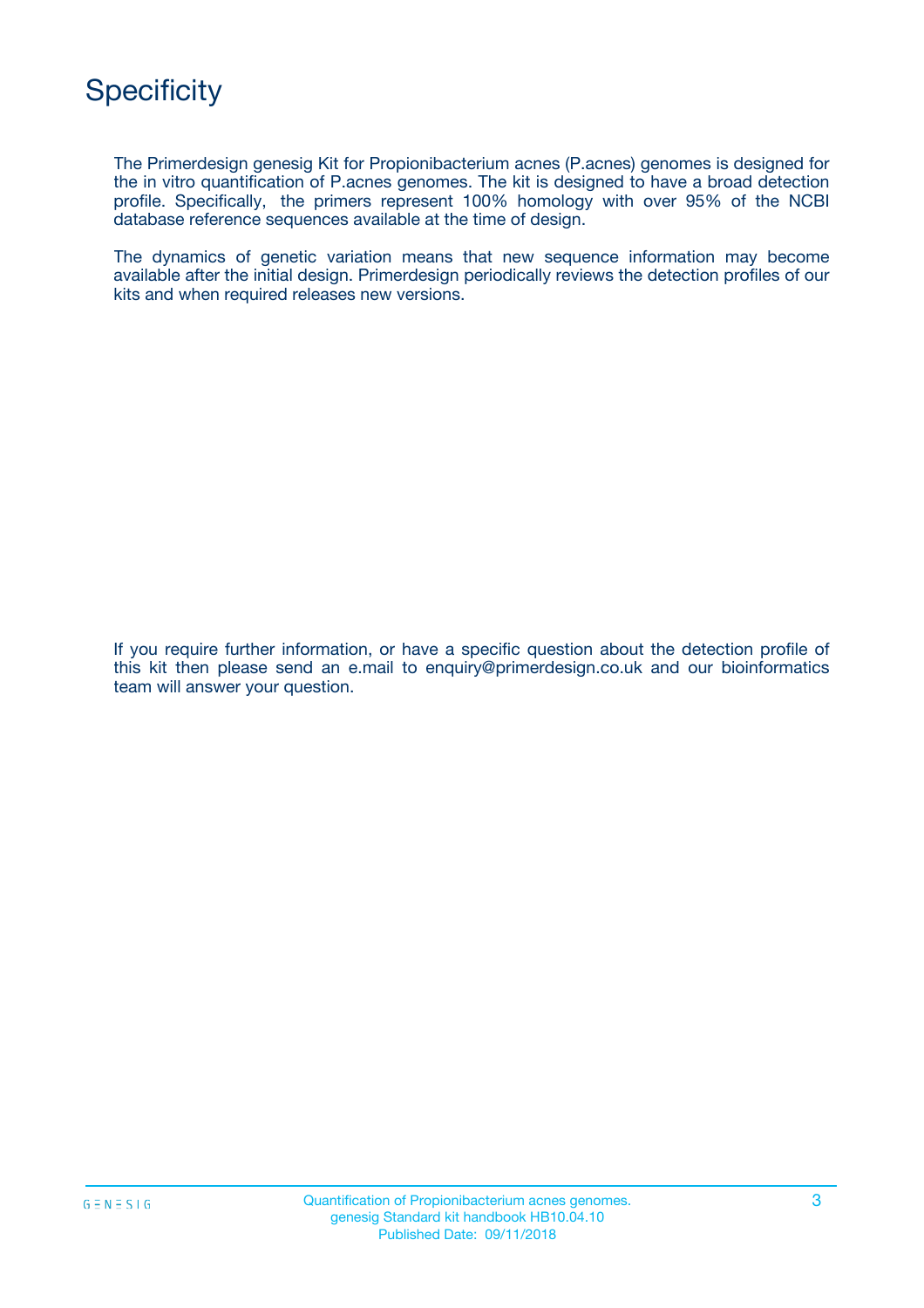# Specificity

The Primerdesign genesig Kit for Propionibacterium acnes (P.acnes) genomes is designed for the in vitro quantification of P.acnes genomes. The kit is designed to have a broad detection profile. Specifically, the primers represent 100% homology with over 95% of the NCBI database reference sequences available at the time of design.

The dynamics of genetic variation means that new sequence information may become available after the initial design. Primerdesign periodically reviews the detection profiles of our kits and when required releases new versions.

If you require further information, or have a specific question about the detection profile of this kit then please send an e.mail to enquiry@primerdesign.co.uk and our bioinformatics team will answer your question.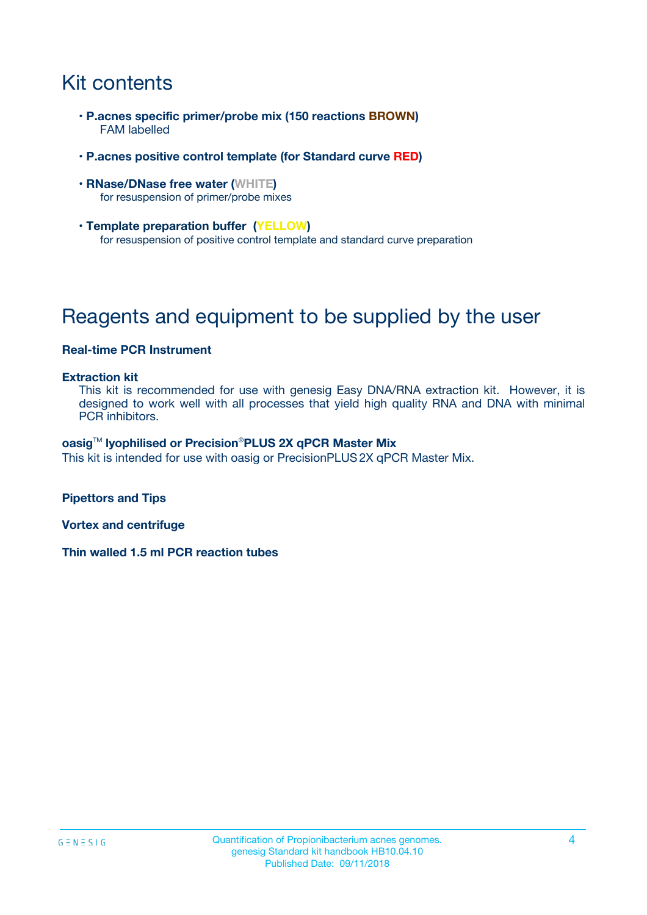# Kit contents

- **P.acnes specific primer/probe mix (150 reactions BROWN)**
  FAM labelled
- **P.acnes positive control template (for Standard curve RED)**
- **RNase/DNase free water (WHITE)**
  for resuspension of primer/probe mixes
- **Template preparation buffer (YELLOW)**
  for resuspension of positive control template and standard curve preparation

# Reagents and equipment to be supplied by the user

**Real-time PCR Instrument**

**Extraction kit**
This kit is recommended for use with genesig Easy DNA/RNA extraction kit. However, it is designed to work well with all processes that yield high quality RNA and DNA with minimal PCR inhibitors.

**oasig™ lyophilised or Precision®PLUS 2X qPCR Master Mix**
This kit is intended for use with oasig or PrecisionPLUS 2X qPCR Master Mix.

**Pipettors and Tips**

**Vortex and centrifuge**

**Thin walled 1.5 ml PCR reaction tubes**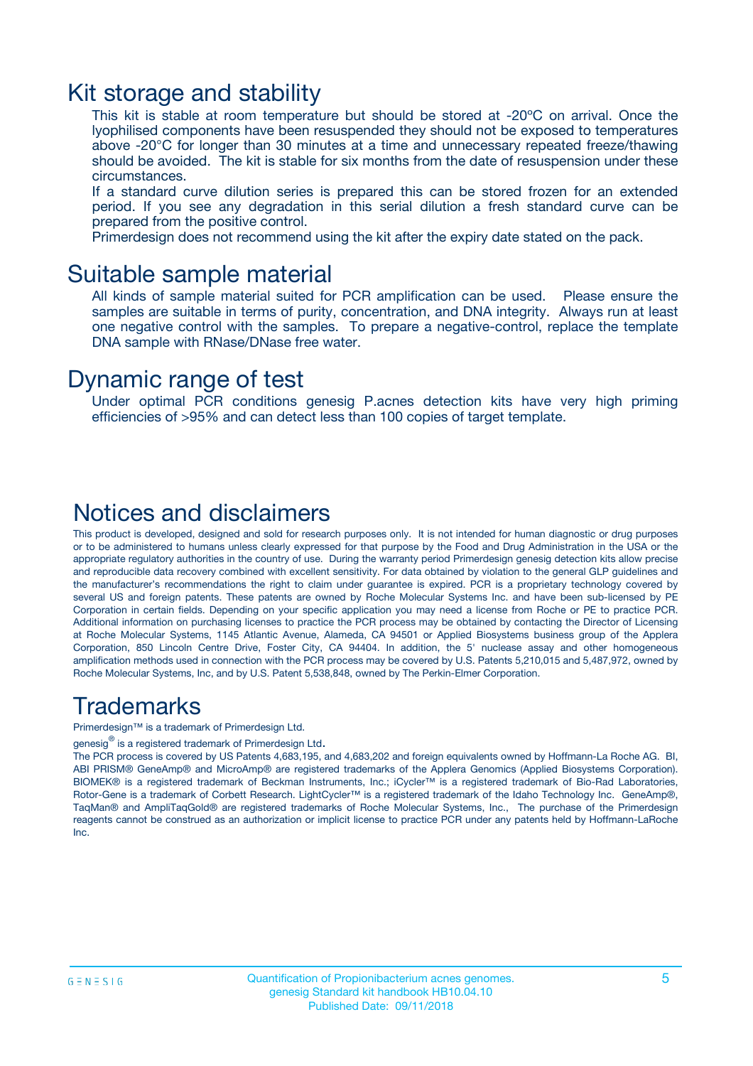# Kit storage and stability

This kit is stable at room temperature but should be stored at -20ºC on arrival. Once the lyophilised components have been resuspended they should not be exposed to temperatures above -20°C for longer than 30 minutes at a time and unnecessary repeated freeze/thawing should be avoided. The kit is stable for six months from the date of resuspension under these circumstances.

If a standard curve dilution series is prepared this can be stored frozen for an extended period. If you see any degradation in this serial dilution a fresh standard curve can be prepared from the positive control.

Primerdesign does not recommend using the kit after the expiry date stated on the pack.

# Suitable sample material

All kinds of sample material suited for PCR amplification can be used. Please ensure the samples are suitable in terms of purity, concentration, and DNA integrity. Always run at least one negative control with the samples. To prepare a negative-control, replace the template DNA sample with RNase/DNase free water.

# Dynamic range of test

Under optimal PCR conditions genesig P.acnes detection kits have very high priming efficiencies of >95% and can detect less than 100 copies of target template.

# Notices and disclaimers

This product is developed, designed and sold for research purposes only. It is not intended for human diagnostic or drug purposes or to be administered to humans unless clearly expressed for that purpose by the Food and Drug Administration in the USA or the appropriate regulatory authorities in the country of use. During the warranty period Primerdesign genesig detection kits allow precise and reproducible data recovery combined with excellent sensitivity. For data obtained by violation to the general GLP guidelines and the manufacturer's recommendations the right to claim under guarantee is expired. PCR is a proprietary technology covered by several US and foreign patents. These patents are owned by Roche Molecular Systems Inc. and have been sub-licensed by PE Corporation in certain fields. Depending on your specific application you may need a license from Roche or PE to practice PCR. Additional information on purchasing licenses to practice the PCR process may be obtained by contacting the Director of Licensing at Roche Molecular Systems, 1145 Atlantic Avenue, Alameda, CA 94501 or Applied Biosystems business group of the Applera Corporation, 850 Lincoln Centre Drive, Foster City, CA 94404. In addition, the 5' nuclease assay and other homogeneous amplification methods used in connection with the PCR process may be covered by U.S. Patents 5,210,015 and 5,487,972, owned by Roche Molecular Systems, Inc, and by U.S. Patent 5,538,848, owned by The Perkin-Elmer Corporation.

# Trademarks

Primerdesign™ is a trademark of Primerdesign Ltd.

genesig® is a registered trademark of Primerdesign Ltd.

The PCR process is covered by US Patents 4,683,195, and 4,683,202 and foreign equivalents owned by Hoffmann-La Roche AG. BI, ABI PRISM® GeneAmp® and MicroAmp® are registered trademarks of the Applera Genomics (Applied Biosystems Corporation). BIOMEK® is a registered trademark of Beckman Instruments, Inc.; iCycler™ is a registered trademark of Bio-Rad Laboratories, Rotor-Gene is a trademark of Corbett Research. LightCycler™ is a registered trademark of the Idaho Technology Inc. GeneAmp®, TaqMan® and AmpliTaqGold® are registered trademarks of Roche Molecular Systems, Inc., The purchase of the Primerdesign reagents cannot be construed as an authorization or implicit license to practice PCR under any patents held by Hoffmann-LaRoche Inc.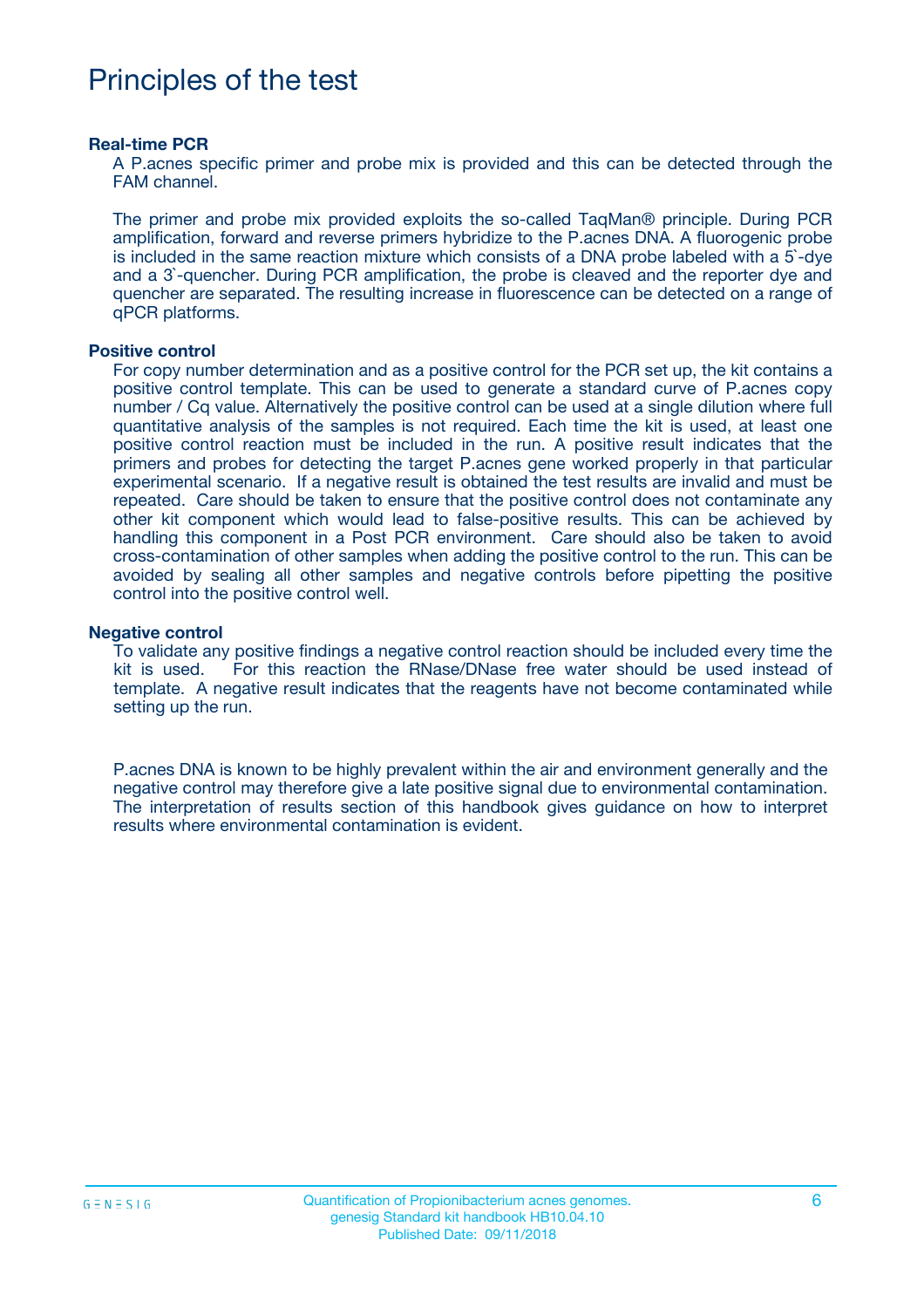# Principles of the test

### Real-time PCR

A P.acnes specific primer and probe mix is provided and this can be detected through the FAM channel.

The primer and probe mix provided exploits the so-called TaqMan® principle. During PCR amplification, forward and reverse primers hybridize to the P.acnes DNA. A fluorogenic probe is included in the same reaction mixture which consists of a DNA probe labeled with a 5`-dye and a 3`-quencher. During PCR amplification, the probe is cleaved and the reporter dye and quencher are separated. The resulting increase in fluorescence can be detected on a range of qPCR platforms.

### Positive control

For copy number determination and as a positive control for the PCR set up, the kit contains a positive control template. This can be used to generate a standard curve of P.acnes copy number / Cq value. Alternatively the positive control can be used at a single dilution where full quantitative analysis of the samples is not required. Each time the kit is used, at least one positive control reaction must be included in the run. A positive result indicates that the primers and probes for detecting the target P.acnes gene worked properly in that particular experimental scenario. If a negative result is obtained the test results are invalid and must be repeated. Care should be taken to ensure that the positive control does not contaminate any other kit component which would lead to false-positive results. This can be achieved by handling this component in a Post PCR environment. Care should also be taken to avoid cross-contamination of other samples when adding the positive control to the run. This can be avoided by sealing all other samples and negative controls before pipetting the positive control into the positive control well.

### Negative control

To validate any positive findings a negative control reaction should be included every time the kit is used. For this reaction the RNase/DNase free water should be used instead of template. A negative result indicates that the reagents have not become contaminated while setting up the run.

P.acnes DNA is known to be highly prevalent within the air and environment generally and the negative control may therefore give a late positive signal due to environmental contamination. The interpretation of results section of this handbook gives guidance on how to interpret results where environmental contamination is evident.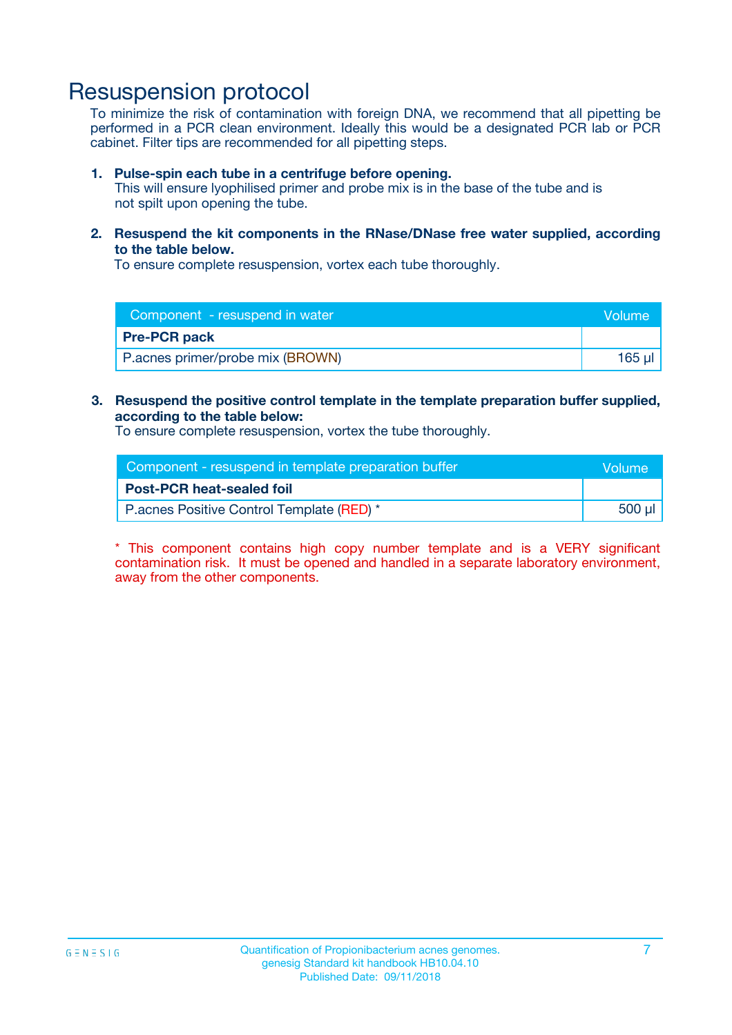# Resuspension protocol

To minimize the risk of contamination with foreign DNA, we recommend that all pipetting be performed in a PCR clean environment. Ideally this would be a designated PCR lab or PCR cabinet. Filter tips are recommended for all pipetting steps.

1. **Pulse-spin each tube in a centrifuge before opening.**
   This will ensure lyophilised primer and probe mix is in the base of the tube and is not spilt upon opening the tube.

2. **Resuspend the kit components in the RNase/DNase free water supplied, according to the table below.**
   To ensure complete resuspension, vortex each tube thoroughly.

| Component - resuspend in water | Volume |
|---|---|
| **Pre-PCR pack** | |
| P.acnes primer/probe mix (BROWN) | 165 µl |

3. **Resuspend the positive control template in the template preparation buffer supplied, according to the table below:**
   To ensure complete resuspension, vortex the tube thoroughly.

| Component - resuspend in template preparation buffer | Volume |
|---|---|
| **Post-PCR heat-sealed foil** | |
| P.acnes Positive Control Template (RED) * | 500 µl |

* This component contains high copy number template and is a VERY significant contamination risk. It must be opened and handled in a separate laboratory environment, away from the other components.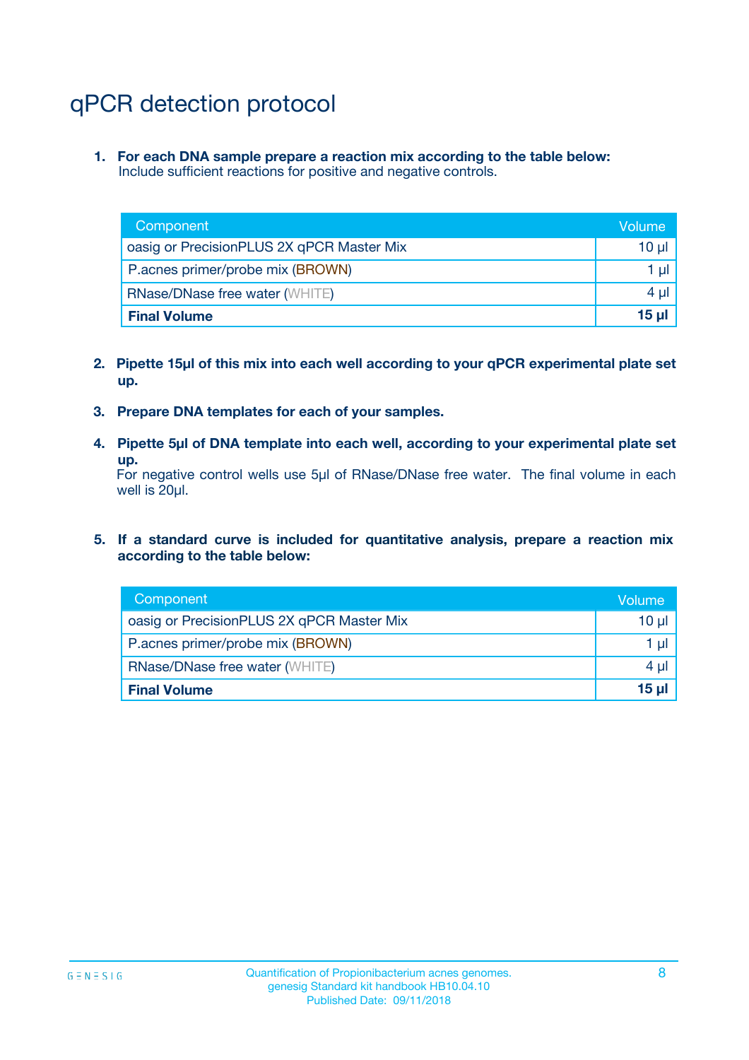# qPCR detection protocol

1. **For each DNA sample prepare a reaction mix according to the table below:**
   Include sufficient reactions for positive and negative controls.

| Component | Volume |
|---|---|
| oasig or PrecisionPLUS 2X qPCR Master Mix | 10 µl |
| P.acnes primer/probe mix (BROWN) | 1 µl |
| RNase/DNase free water (WHITE) | 4 µl |
| **Final Volume** | **15 µl** |

2. **Pipette 15µl of this mix into each well according to your qPCR experimental plate set up.**

3. **Prepare DNA templates for each of your samples.**

4. **Pipette 5µl of DNA template into each well, according to your experimental plate set up.**
   For negative control wells use 5µl of RNase/DNase free water. The final volume in each well is 20µl.

5. **If a standard curve is included for quantitative analysis, prepare a reaction mix according to the table below:**

| Component | Volume |
|---|---|
| oasig or PrecisionPLUS 2X qPCR Master Mix | 10 µl |
| P.acnes primer/probe mix (BROWN) | 1 µl |
| RNase/DNase free water (WHITE) | 4 µl |
| **Final Volume** | **15 µl** |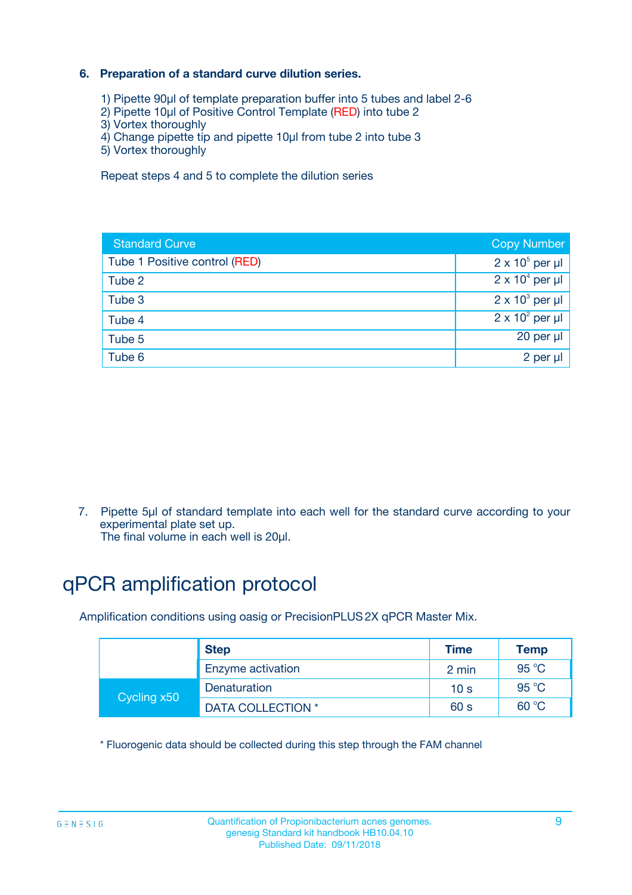**6. Preparation of a standard curve dilution series.**

1) Pipette 90µl of template preparation buffer into 5 tubes and label 2-6
2) Pipette 10µl of Positive Control Template (RED) into tube 2
3) Vortex thoroughly
4) Change pipette tip and pipette 10µl from tube 2 into tube 3
5) Vortex thoroughly

Repeat steps 4 and 5 to complete the dilution series

| Standard Curve | Copy Number |
|---|---|
| Tube 1 Positive control (RED) | $2 \times 10^5$ per µl |
| Tube 2 | $2 \times 10^4$ per µl |
| Tube 3 | $2 \times 10^3$ per µl |
| Tube 4 | $2 \times 10^2$ per µl |
| Tube 5 | 20 per µl |
| Tube 6 | 2 per µl |

7. Pipette 5µl of standard template into each well for the standard curve according to your experimental plate set up.
The final volume in each well is 20µl.

# qPCR amplification protocol

Amplification conditions using oasig or PrecisionPLUS 2X qPCR Master Mix.

| | Step | Time | Temp |
|---|---|---|---|
| | Enzyme activation | 2 min | 95 °C |
| Cycling x50 | Denaturation | 10 s | 95 °C |
| | DATA COLLECTION * | 60 s | 60 °C |

* Fluorogenic data should be collected during this step through the FAM channel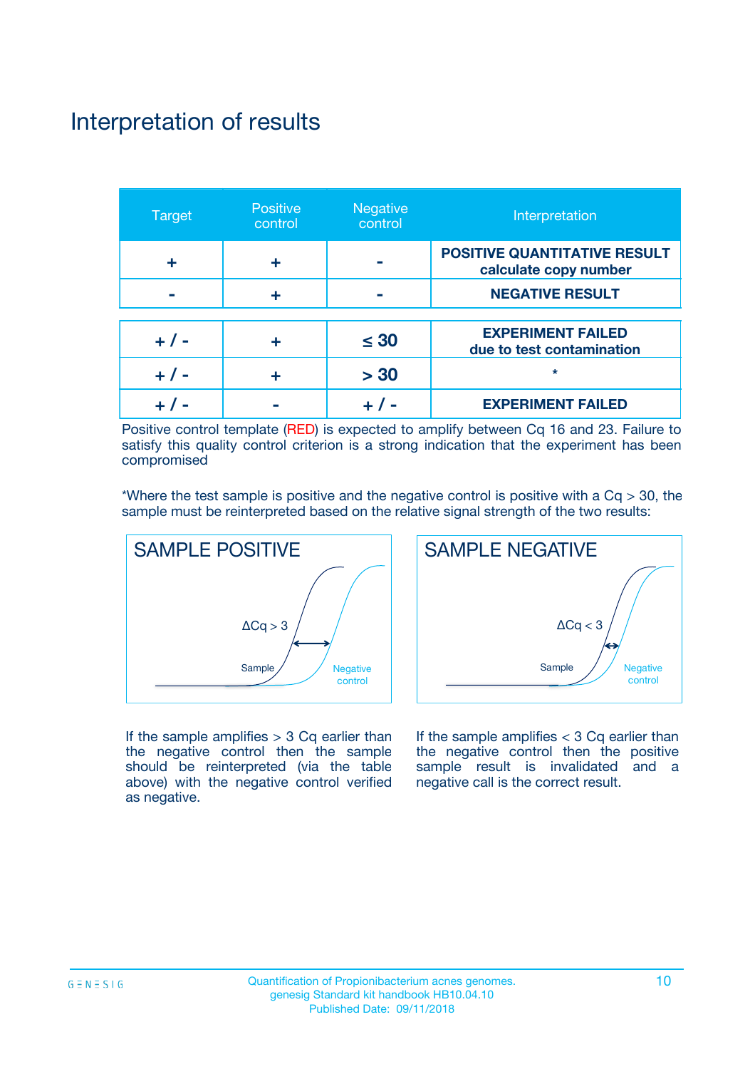## Interpretation of results

| Target | Positive control | Negative control | Interpretation |
|---|---|---|---|
| + | + | - | **POSITIVE QUANTITATIVE RESULT calculate copy number** |
| - | + | - | **NEGATIVE RESULT** |
| + / - | + | ≤ 30 | **EXPERIMENT FAILED due to test contamination** |
| + / - | + | > 30 | * |
| + / - | - | + / - | **EXPERIMENT FAILED** |

Positive control template (RED) is expected to amplify between Cq 16 and 23. Failure to satisfy this quality control criterion is a strong indication that the experiment has been compromised

*Where the test sample is positive and the negative control is positive with a Cq > 30, the sample must be reinterpreted based on the relative signal strength of the two results:

SAMPLE POSITIVE

ΔCq > 3

Sample

Negative control

SAMPLE NEGATIVE

ΔCq < 3

Sample

Negative control

If the sample amplifies > 3 Cq earlier than the negative control then the sample should be reinterpreted (via the table above) with the negative control verified as negative.

If the sample amplifies < 3 Cq earlier than the negative control then the positive sample result is invalidated and a negative call is the correct result.